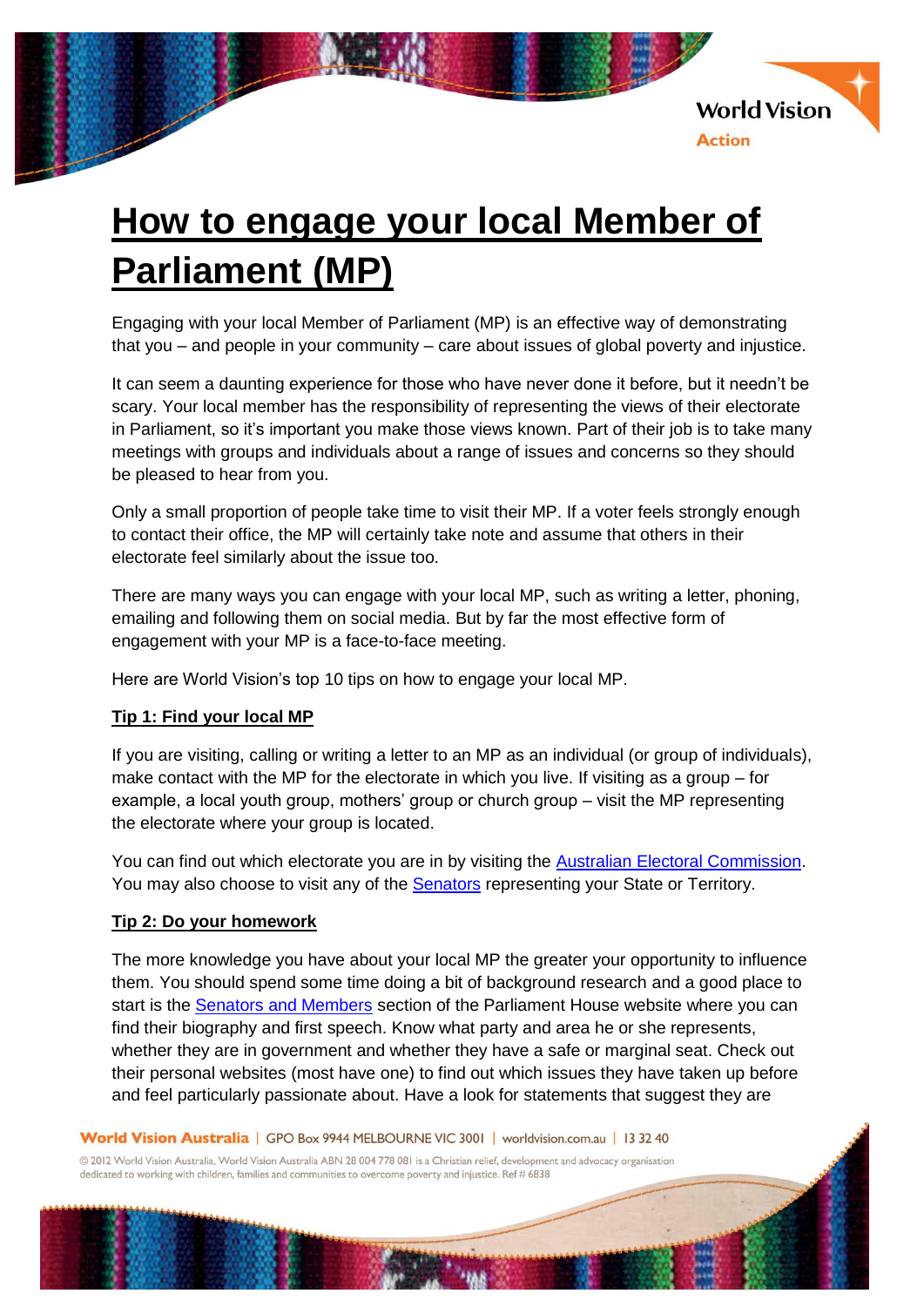# How to engage your local Member of Parliament (MP)

Engaging with your local Member of Parliament (MP) is an effective way of demonstrating that you – and people in your community – care about issues of global poverty and injustice.

It can seem a daunting experience for those who have never done it before, but it needn't be scary. Your local member has the responsibility of representing the views of their electorate in Parliament, so it's important you make those views known. Part of their job is to take many meetings with groups and individuals about a range of issues and concerns so they should be pleased to hear from you.

Only a small proportion of people take time to visit their MP. If a voter feels strongly enough to contact their office, the MP will certainly take note and assume that others in their electorate feel similarly about the issue too.

There are many ways you can engage with your local MP, such as writing a letter, phoning, emailing and following them on social media. But by far the most effective form of engagement with your MP is a face-to-face meeting.

Here are World Vision's top 10 tips on how to engage your local MP.

## Tip 1: Find your local MP

If you are visiting, calling or writing a letter to an MP as an individual (or group of individuals), make contact with the MP for the electorate in which you live. If visiting as a group – for example, a local youth group, mothers' group or church group – visit the MP representing the electorate where your group is located.

You can find out which electorate you are in by visiting the Australian Electoral Commission. You may also choose to visit any of the Senators representing your State or Territory.

## Tip 2: Do your homework

The more knowledge you have about your local MP the greater your opportunity to influence them. You should spend some time doing a bit of background research and a good place to start is the Senators and Members section of the Parliament House website where you can find their biography and first speech. Know what party and area he or she represents, whether they are in government and whether they have a safe or marginal seat. Check out their personal websites (most have one) to find out which issues they have taken up before and feel particularly passionate about. Have a look for statements that suggest they are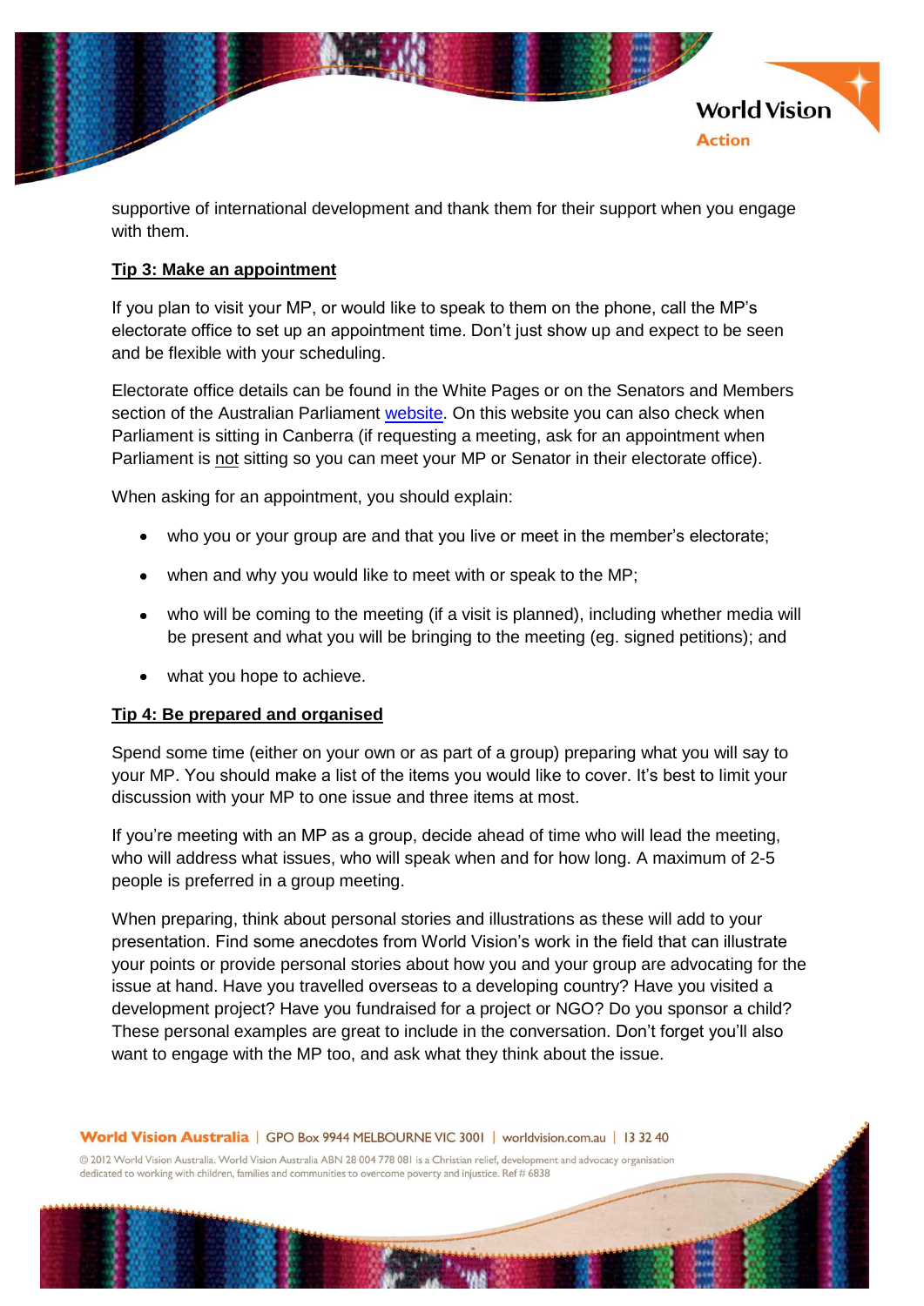supportive of international development and thank them for their support when you engage with them.

**Tip 3: Make an appointment**

If you plan to visit your MP, or would like to speak to them on the phone, call the MP's electorate office to set up an appointment time. Don't just show up and expect to be seen and be flexible with your scheduling.

Electorate office details can be found in the White Pages or on the Senators and Members section of the Australian Parliament website. On this website you can also check when Parliament is sitting in Canberra (if requesting a meeting, ask for an appointment when Parliament is not sitting so you can meet your MP or Senator in their electorate office).

When asking for an appointment, you should explain:

- who you or your group are and that you live or meet in the member's electorate;
- when and why you would like to meet with or speak to the MP;
- who will be coming to the meeting (if a visit is planned), including whether media will be present and what you will be bringing to the meeting (eg. signed petitions); and
- what you hope to achieve.

**Tip 4: Be prepared and organised**

Spend some time (either on your own or as part of a group) preparing what you will say to your MP. You should make a list of the items you would like to cover. It's best to limit your discussion with your MP to one issue and three items at most.

If you're meeting with an MP as a group, decide ahead of time who will lead the meeting, who will address what issues, who will speak when and for how long. A maximum of 2-5 people is preferred in a group meeting.

When preparing, think about personal stories and illustrations as these will add to your presentation. Find some anecdotes from World Vision's work in the field that can illustrate your points or provide personal stories about how you and your group are advocating for the issue at hand. Have you travelled overseas to a developing country? Have you visited a development project? Have you fundraised for a project or NGO? Do you sponsor a child? These personal examples are great to include in the conversation. Don't forget you'll also want to engage with the MP too, and ask what they think about the issue.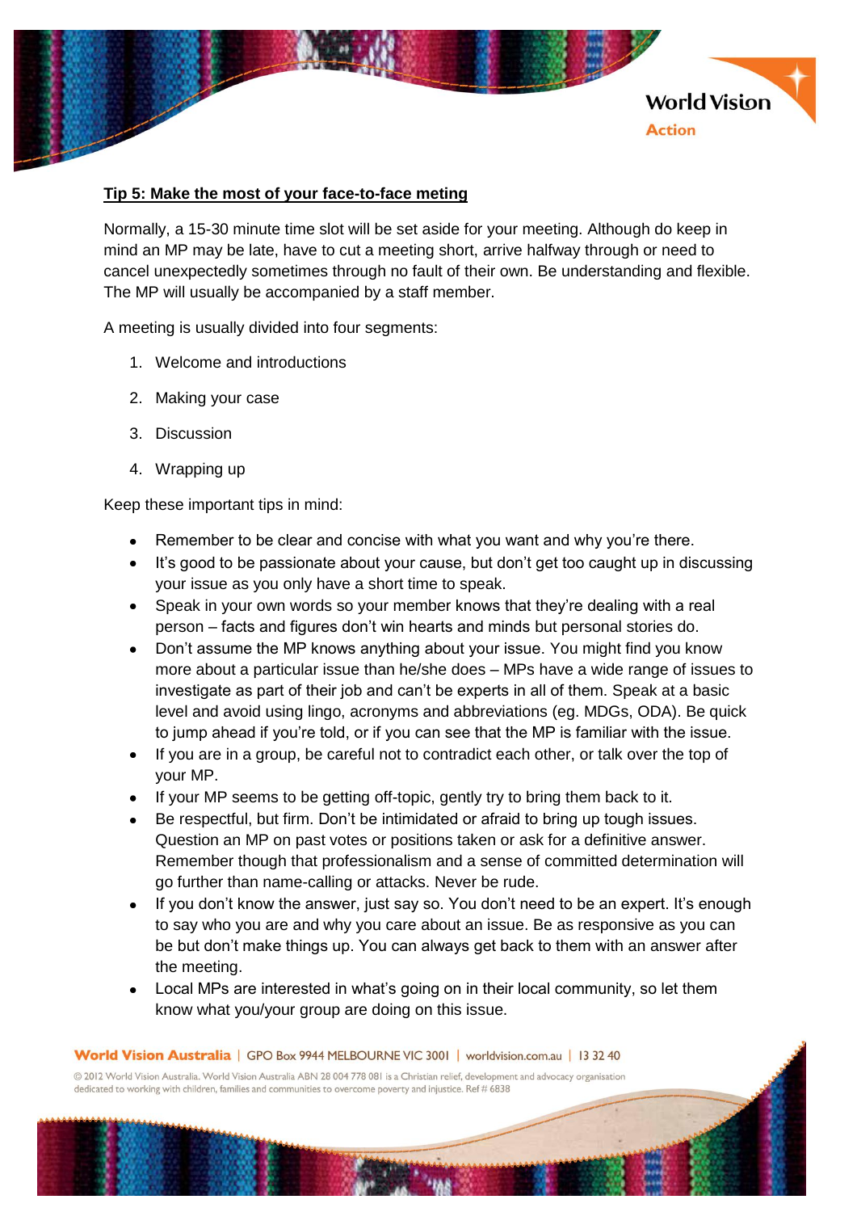## Tip 5: Make the most of your face-to-face meting

Normally, a 15-30 minute time slot will be set aside for your meeting. Although do keep in mind an MP may be late, have to cut a meeting short, arrive halfway through or need to cancel unexpectedly sometimes through no fault of their own. Be understanding and flexible. The MP will usually be accompanied by a staff member.

A meeting is usually divided into four segments:

1. Welcome and introductions
2. Making your case
3. Discussion
4. Wrapping up

Keep these important tips in mind:

- Remember to be clear and concise with what you want and why you're there.
- It's good to be passionate about your cause, but don't get too caught up in discussing your issue as you only have a short time to speak.
- Speak in your own words so your member knows that they're dealing with a real person – facts and figures don't win hearts and minds but personal stories do.
- Don't assume the MP knows anything about your issue. You might find you know more about a particular issue than he/she does – MPs have a wide range of issues to investigate as part of their job and can't be experts in all of them. Speak at a basic level and avoid using lingo, acronyms and abbreviations (eg. MDGs, ODA). Be quick to jump ahead if you're told, or if you can see that the MP is familiar with the issue.
- If you are in a group, be careful not to contradict each other, or talk over the top of your MP.
- If your MP seems to be getting off-topic, gently try to bring them back to it.
- Be respectful, but firm. Don't be intimidated or afraid to bring up tough issues. Question an MP on past votes or positions taken or ask for a definitive answer. Remember though that professionalism and a sense of committed determination will go further than name-calling or attacks. Never be rude.
- If you don't know the answer, just say so. You don't need to be an expert. It's enough to say who you are and why you care about an issue. Be as responsive as you can be but don't make things up. You can always get back to them with an answer after the meeting.
- Local MPs are interested in what's going on in their local community, so let them know what you/your group are doing on this issue.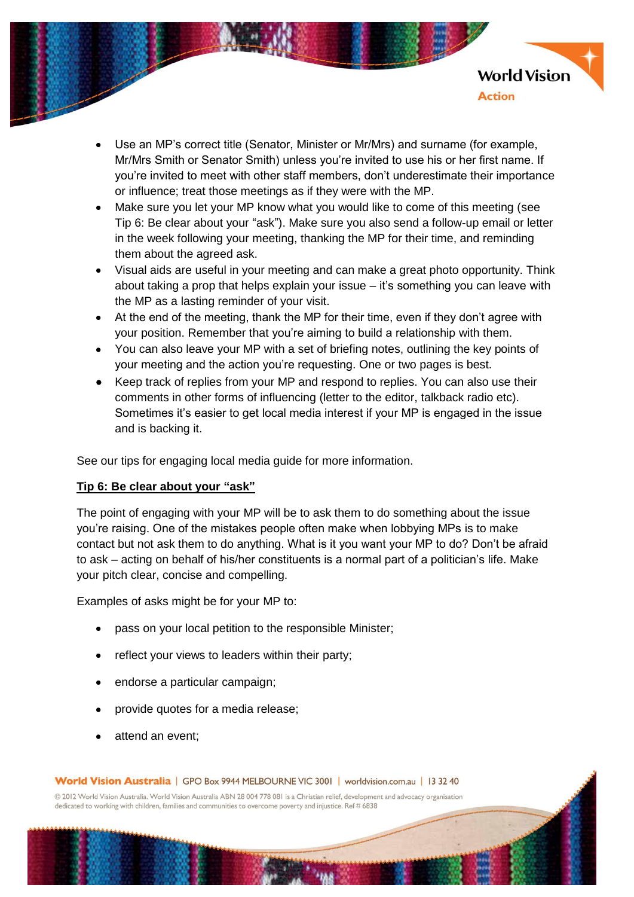- Use an MP's correct title (Senator, Minister or Mr/Mrs) and surname (for example, Mr/Mrs Smith or Senator Smith) unless you're invited to use his or her first name. If you're invited to meet with other staff members, don't underestimate their importance or influence; treat those meetings as if they were with the MP.
- Make sure you let your MP know what you would like to come of this meeting (see Tip 6: Be clear about your "ask"). Make sure you also send a follow-up email or letter in the week following your meeting, thanking the MP for their time, and reminding them about the agreed ask.
- Visual aids are useful in your meeting and can make a great photo opportunity. Think about taking a prop that helps explain your issue – it's something you can leave with the MP as a lasting reminder of your visit.
- At the end of the meeting, thank the MP for their time, even if they don't agree with your position. Remember that you're aiming to build a relationship with them.
- You can also leave your MP with a set of briefing notes, outlining the key points of your meeting and the action you're requesting. One or two pages is best.
- Keep track of replies from your MP and respond to replies. You can also use their comments in other forms of influencing (letter to the editor, talkback radio etc). Sometimes it's easier to get local media interest if your MP is engaged in the issue and is backing it.

See our tips for engaging local media guide for more information.

## Tip 6: Be clear about your "ask"

The point of engaging with your MP will be to ask them to do something about the issue you're raising. One of the mistakes people often make when lobbying MPs is to make contact but not ask them to do anything. What is it you want your MP to do? Don't be afraid to ask – acting on behalf of his/her constituents is a normal part of a politician's life. Make your pitch clear, concise and compelling.

Examples of asks might be for your MP to:

- pass on your local petition to the responsible Minister;
- reflect your views to leaders within their party;
- endorse a particular campaign;
- provide quotes for a media release;
- attend an event;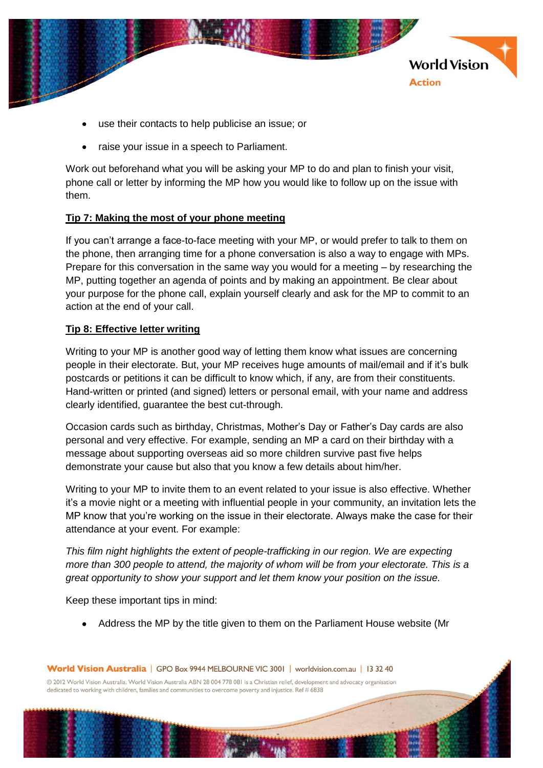- use their contacts to help publicise an issue; or
- raise your issue in a speech to Parliament.

Work out beforehand what you will be asking your MP to do and plan to finish your visit, phone call or letter by informing the MP how you would like to follow up on the issue with them.

**Tip 7: Making the most of your phone meeting**

If you can't arrange a face-to-face meeting with your MP, or would prefer to talk to them on the phone, then arranging time for a phone conversation is also a way to engage with MPs. Prepare for this conversation in the same way you would for a meeting – by researching the MP, putting together an agenda of points and by making an appointment. Be clear about your purpose for the phone call, explain yourself clearly and ask for the MP to commit to an action at the end of your call.

**Tip 8: Effective letter writing**

Writing to your MP is another good way of letting them know what issues are concerning people in their electorate. But, your MP receives huge amounts of mail/email and if it's bulk postcards or petitions it can be difficult to know which, if any, are from their constituents. Hand-written or printed (and signed) letters or personal email, with your name and address clearly identified, guarantee the best cut-through.

Occasion cards such as birthday, Christmas, Mother's Day or Father's Day cards are also personal and very effective. For example, sending an MP a card on their birthday with a message about supporting overseas aid so more children survive past five helps demonstrate your cause but also that you know a few details about him/her.

Writing to your MP to invite them to an event related to your issue is also effective. Whether it's a movie night or a meeting with influential people in your community, an invitation lets the MP know that you're working on the issue in their electorate. Always make the case for their attendance at your event. For example:

*This film night highlights the extent of people-trafficking in our region. We are expecting more than 300 people to attend, the majority of whom will be from your electorate. This is a great opportunity to show your support and let them know your position on the issue.*

Keep these important tips in mind:

- Address the MP by the title given to them on the Parliament House website (Mr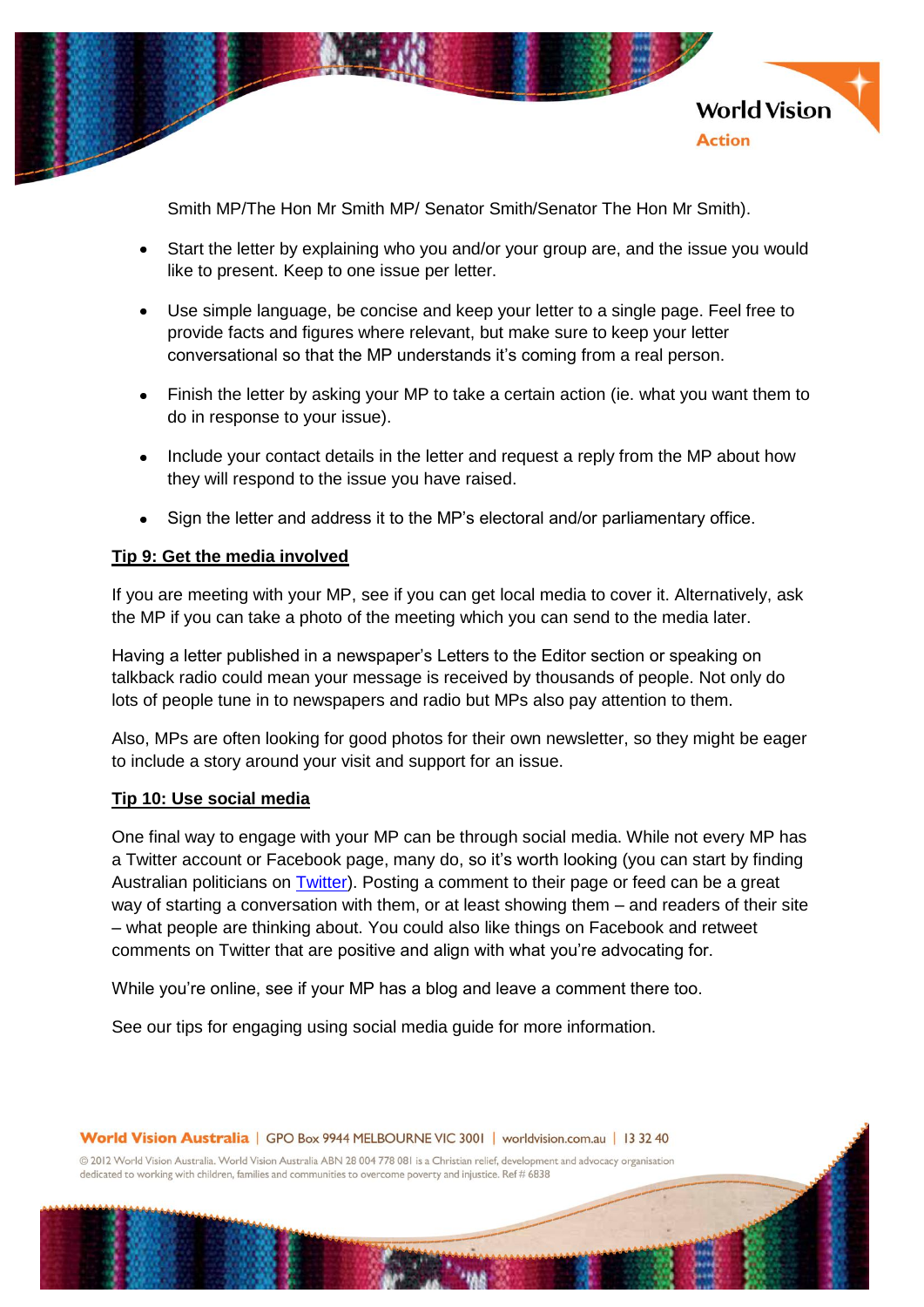Smith MP/The Hon Mr Smith MP/ Senator Smith/Senator The Hon Mr Smith).

- Start the letter by explaining who you and/or your group are, and the issue you would like to present. Keep to one issue per letter.
- Use simple language, be concise and keep your letter to a single page. Feel free to provide facts and figures where relevant, but make sure to keep your letter conversational so that the MP understands it's coming from a real person.
- Finish the letter by asking your MP to take a certain action (ie. what you want them to do in response to your issue).
- Include your contact details in the letter and request a reply from the MP about how they will respond to the issue you have raised.
- Sign the letter and address it to the MP's electoral and/or parliamentary office.

## Tip 9: Get the media involved

If you are meeting with your MP, see if you can get local media to cover it. Alternatively, ask the MP if you can take a photo of the meeting which you can send to the media later.

Having a letter published in a newspaper's Letters to the Editor section or speaking on talkback radio could mean your message is received by thousands of people. Not only do lots of people tune in to newspapers and radio but MPs also pay attention to them.

Also, MPs are often looking for good photos for their own newsletter, so they might be eager to include a story around your visit and support for an issue.

## Tip 10: Use social media

One final way to engage with your MP can be through social media. While not every MP has a Twitter account or Facebook page, many do, so it's worth looking (you can start by finding Australian politicians on Twitter). Posting a comment to their page or feed can be a great way of starting a conversation with them, or at least showing them – and readers of their site – what people are thinking about. You could also like things on Facebook and retweet comments on Twitter that are positive and align with what you're advocating for.

While you're online, see if your MP has a blog and leave a comment there too.

See our tips for engaging using social media guide for more information.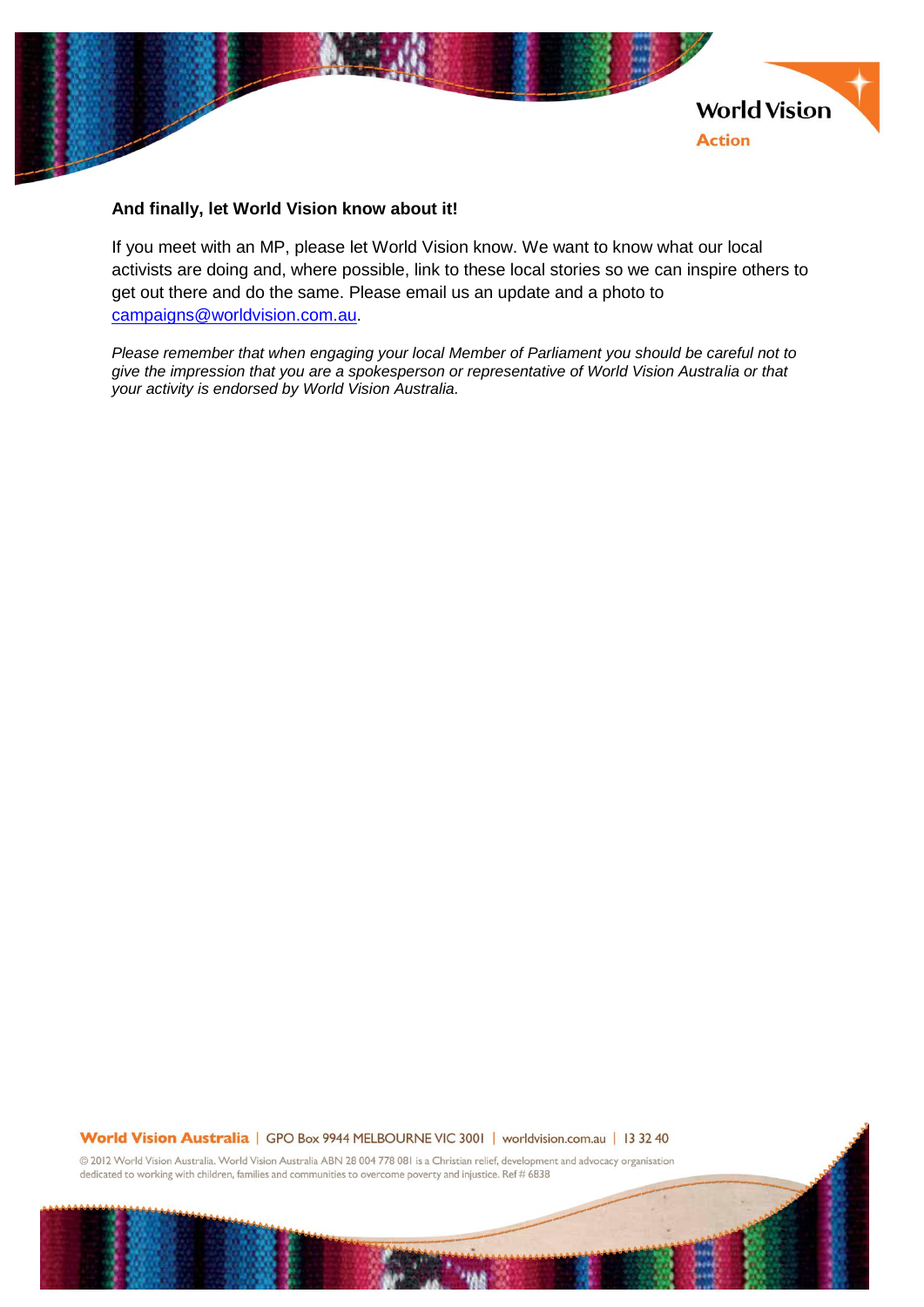**And finally, let World Vision know about it!**

If you meet with an MP, please let World Vision know. We want to know what our local activists are doing and, where possible, link to these local stories so we can inspire others to get out there and do the same. Please email us an update and a photo to campaigns@worldvision.com.au.

*Please remember that when engaging your local Member of Parliament you should be careful not to give the impression that you are a spokesperson or representative of World Vision Australia or that your activity is endorsed by World Vision Australia.*